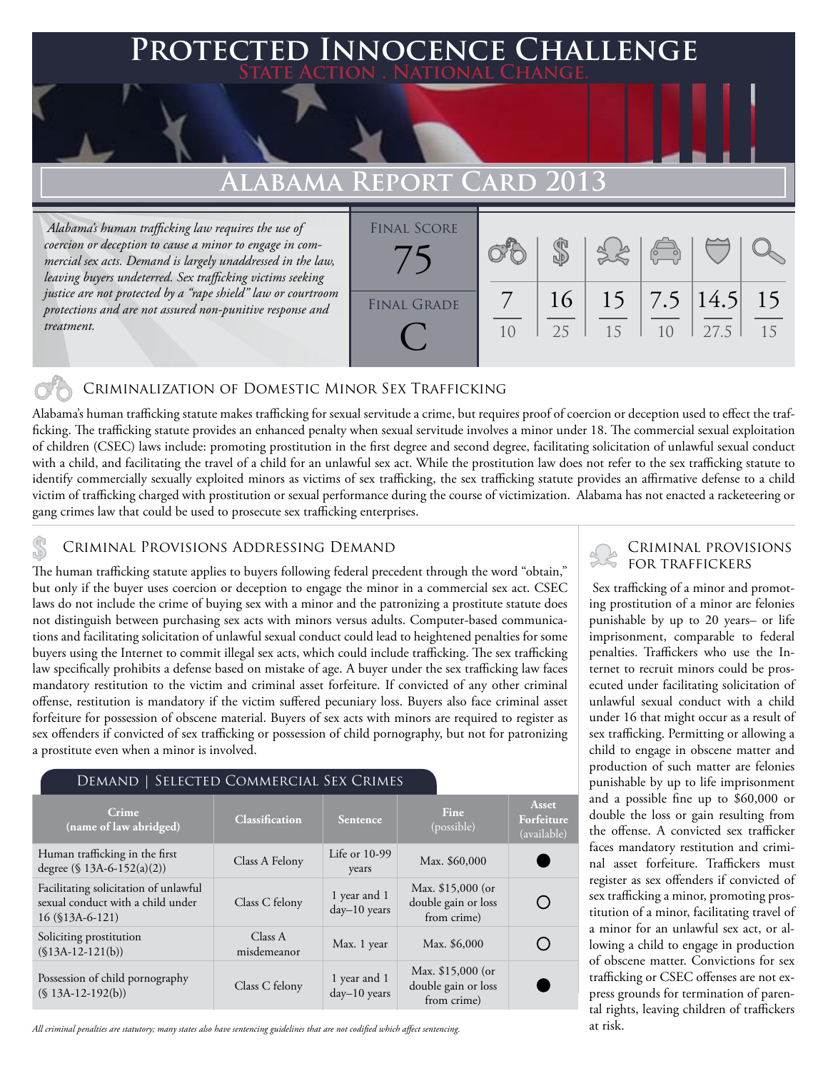# Protected Innocence Challenge

**State Action . National Change.**

# Alabama Report Card 2013

*Alabama's human trafficking law requires the use of coercion or deception to cause a minor to engage in commercial sex acts. Demand is largely unaddressed in the law, leaving buyers undeterred. Sex trafficking victims seeking justice are not protected by a "rape shield" law or courtroom protections and are not assured non-punitive response and treatment.*

| Final Score | Final Grade |
|---|---|
| 75 | C |

| Criminalization | Demand | Traffickers | Facilitators | Protective Provisions | Criminal Justice Tools |
|---|---|---|---|---|---|
| 7/10 | 16/25 | 15/15 | 7.5/10 | 14.5/27.5 | 15/15 |

## Criminalization of Domestic Minor Sex Trafficking

Alabama's human trafficking statute makes trafficking for sexual servitude a crime, but requires proof of coercion or deception used to effect the trafficking. The trafficking statute provides an enhanced penalty when sexual servitude involves a minor under 18. The commercial sexual exploitation of children (CSEC) laws include: promoting prostitution in the first degree and second degree, facilitating solicitation of unlawful sexual conduct with a child, and facilitating the travel of a child for an unlawful sex act. While the prostitution law does not refer to the sex trafficking statute to identify commercially sexually exploited minors as victims of sex trafficking, the sex trafficking statute provides an affirmative defense to a child victim of trafficking charged with prostitution or sexual performance during the course of victimization. Alabama has not enacted a racketeering or gang crimes law that could be used to prosecute sex trafficking enterprises.

## Criminal Provisions Addressing Demand

The human trafficking statute applies to buyers following federal precedent through the word "obtain," but only if the buyer uses coercion or deception to engage the minor in a commercial sex act. CSEC laws do not include the crime of buying sex with a minor and the patronizing a prostitute statute does not distinguish between purchasing sex acts with minors versus adults. Computer-based communications and facilitating solicitation of unlawful sexual conduct could lead to heightened penalties for some buyers using the Internet to commit illegal sex acts, which could include trafficking. The sex trafficking law specifically prohibits a defense based on mistake of age. A buyer under the sex trafficking law faces mandatory restitution to the victim and criminal asset forfeiture. If convicted of any other criminal offense, restitution is mandatory if the victim suffered pecuniary loss. Buyers also face criminal asset forfeiture for possession of obscene material. Buyers of sex acts with minors are required to register as sex offenders if convicted of sex trafficking or possession of child pornography, but not for patronizing a prostitute even when a minor is involved.

### Demand | Selected Commercial Sex Crimes

| Crime (name of law abridged) | Classification | Sentence | Fine (possible) | Asset Forfeiture (available) |
|---|---|---|---|---|
| Human trafficking in the first degree (§ 13A-6-152(a)(2)) | Class A Felony | Life or 10-99 years | Max. $60,000 | ● |
| Facilitating solicitation of unlawful sexual conduct with a child under 16 (§13A-6-121) | Class C felony | 1 year and 1 day–10 years | Max. $15,000 (or double gain or loss from crime) | ○ |
| Soliciting prostitution (§13A-12-121(b)) | Class A misdemeanor | Max. 1 year | Max. $6,000 | ○ |
| Possession of child pornography (§ 13A-12-192(b)) | Class C felony | 1 year and 1 day–10 years | Max. $15,000 (or double gain or loss from crime) | ● |

*All criminal penalties are statutory; many states also have sentencing guidelines that are not codified which affect sentencing.*

## Criminal provisions for traffickers

Sex trafficking of a minor and promoting prostitution of a minor are felonies punishable by up to 20 years– or life imprisonment, comparable to federal penalties. Traffickers who use the Internet to recruit minors could be prosecuted under facilitating solicitation of unlawful sexual conduct with a child under 16 that might occur as a result of sex trafficking. Permitting or allowing a child to engage in obscene matter and production of such matter are felonies punishable by up to life imprisonment and a possible fine up to $60,000 or double the loss or gain resulting from the offense. A convicted sex trafficker faces mandatory restitution and criminal asset forfeiture. Traffickers must register as sex offenders if convicted of sex trafficking a minor, promoting prostitution of a minor, facilitating travel of a minor for an unlawful sex act, or allowing a child to engage in production of obscene matter. Convictions for sex trafficking or CSEC offenses are not express grounds for termination of parental rights, leaving children of traffickers at risk.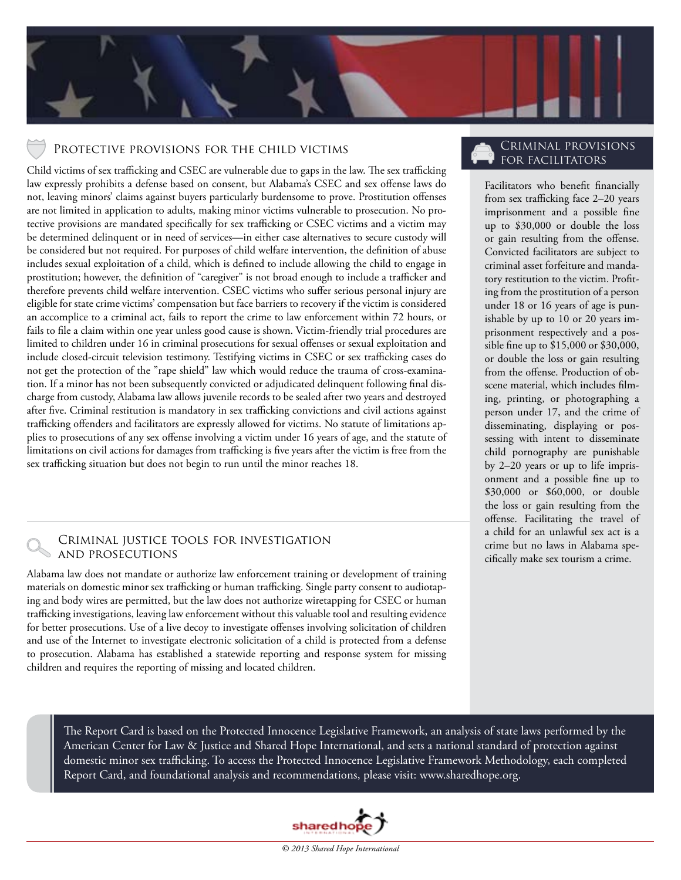## Protective provisions for the child victims

Child victims of sex trafficking and CSEC are vulnerable due to gaps in the law. The sex trafficking law expressly prohibits a defense based on consent, but Alabama's CSEC and sex offense laws do not, leaving minors' claims against buyers particularly burdensome to prove. Prostitution offenses are not limited in application to adults, making minor victims vulnerable to prosecution. No protective provisions are mandated specifically for sex trafficking or CSEC victims and a victim may be determined delinquent or in need of services—in either case alternatives to secure custody will be considered but not required. For purposes of child welfare intervention, the definition of abuse includes sexual exploitation of a child, which is defined to include allowing the child to engage in prostitution; however, the definition of "caregiver" is not broad enough to include a trafficker and therefore prevents child welfare intervention. CSEC victims who suffer serious personal injury are eligible for state crime victims' compensation but face barriers to recovery if the victim is considered an accomplice to a criminal act, fails to report the crime to law enforcement within 72 hours, or fails to file a claim within one year unless good cause is shown. Victim-friendly trial procedures are limited to children under 16 in criminal prosecutions for sexual offenses or sexual exploitation and include closed-circuit television testimony. Testifying victims in CSEC or sex trafficking cases do not get the protection of the "rape shield" law which would reduce the trauma of cross-examination. If a minor has not been subsequently convicted or adjudicated delinquent following final discharge from custody, Alabama law allows juvenile records to be sealed after two years and destroyed after five. Criminal restitution is mandatory in sex trafficking convictions and civil actions against trafficking offenders and facilitators are expressly allowed for victims. No statute of limitations applies to prosecutions of any sex offense involving a victim under 16 years of age, and the statute of limitations on civil actions for damages from trafficking is five years after the victim is free from the sex trafficking situation but does not begin to run until the minor reaches 18.

## Criminal justice tools for investigation and prosecutions

Alabama law does not mandate or authorize law enforcement training or development of training materials on domestic minor sex trafficking or human trafficking. Single party consent to audiotaping and body wires are permitted, but the law does not authorize wiretapping for CSEC or human trafficking investigations, leaving law enforcement without this valuable tool and resulting evidence for better prosecutions. Use of a live decoy to investigate offenses involving solicitation of children and use of the Internet to investigate electronic solicitation of a child is protected from a defense to prosecution. Alabama has established a statewide reporting and response system for missing children and requires the reporting of missing and located children.

## Criminal provisions for facilitators

Facilitators who benefit financially from sex trafficking face 2–20 years imprisonment and a possible fine up to $30,000 or double the loss or gain resulting from the offense. Convicted facilitators are subject to criminal asset forfeiture and mandatory restitution to the victim. Profiting from the prostitution of a person under 18 or 16 years of age is punishable by up to 10 or 20 years imprisonment respectively and a possible fine up to $15,000 or $30,000, or double the loss or gain resulting from the offense. Production of obscene material, which includes filming, printing, or photographing a person under 17, and the crime of disseminating, displaying or possessing with intent to disseminate child pornography are punishable by 2–20 years or up to life imprisonment and a possible fine up to $30,000 or $60,000, or double the loss or gain resulting from the offense. Facilitating the travel of a child for an unlawful sex act is a crime but no laws in Alabama specifically make sex tourism a crime.

The Report Card is based on the Protected Innocence Legislative Framework, an analysis of state laws performed by the American Center for Law & Justice and Shared Hope International, and sets a national standard of protection against domestic minor sex trafficking. To access the Protected Innocence Legislative Framework Methodology, each completed Report Card, and foundational analysis and recommendations, please visit: www.sharedhope.org.

sharedhope INTERNATIONAL

*© 2013 Shared Hope International*